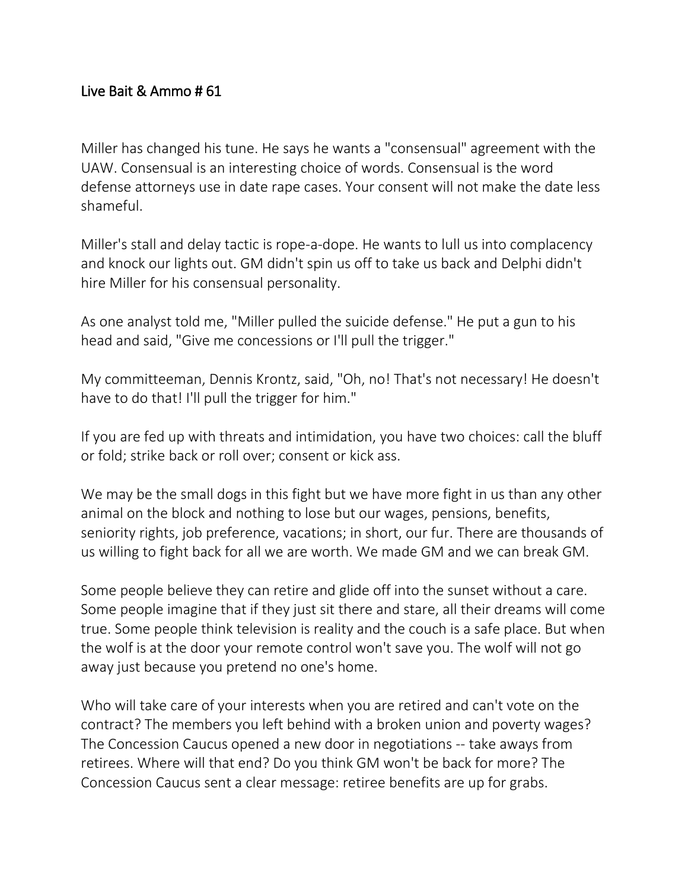# Live Bait & Ammo # 61

Miller has changed his tune. He says he wants a "consensual" agreement with the UAW. Consensual is an interesting choice of words. Consensual is the word defense attorneys use in date rape cases. Your consent will not make the date less shameful.

Miller's stall and delay tactic is rope-a-dope. He wants to lull us into complacency and knock our lights out. GM didn't spin us off to take us back and Delphi didn't hire Miller for his consensual personality.

As one analyst told me, "Miller pulled the suicide defense." He put a gun to his head and said, "Give me concessions or I'll pull the trigger."

My committeeman, Dennis Krontz, said, "Oh, no! That's not necessary! He doesn't have to do that! I'll pull the trigger for him."

If you are fed up with threats and intimidation, you have two choices: call the bluff or fold; strike back or roll over; consent or kick ass.

We may be the small dogs in this fight but we have more fight in us than any other animal on the block and nothing to lose but our wages, pensions, benefits, seniority rights, job preference, vacations; in short, our fur. There are thousands of us willing to fight back for all we are worth. We made GM and we can break GM.

Some people believe they can retire and glide off into the sunset without a care. Some people imagine that if they just sit there and stare, all their dreams will come true. Some people think television is reality and the couch is a safe place. But when the wolf is at the door your remote control won't save you. The wolf will not go away just because you pretend no one's home.

Who will take care of your interests when you are retired and can't vote on the contract? The members you left behind with a broken union and poverty wages? The Concession Caucus opened a new door in negotiations -- take aways from retirees. Where will that end? Do you think GM won't be back for more? The Concession Caucus sent a clear message: retiree benefits are up for grabs.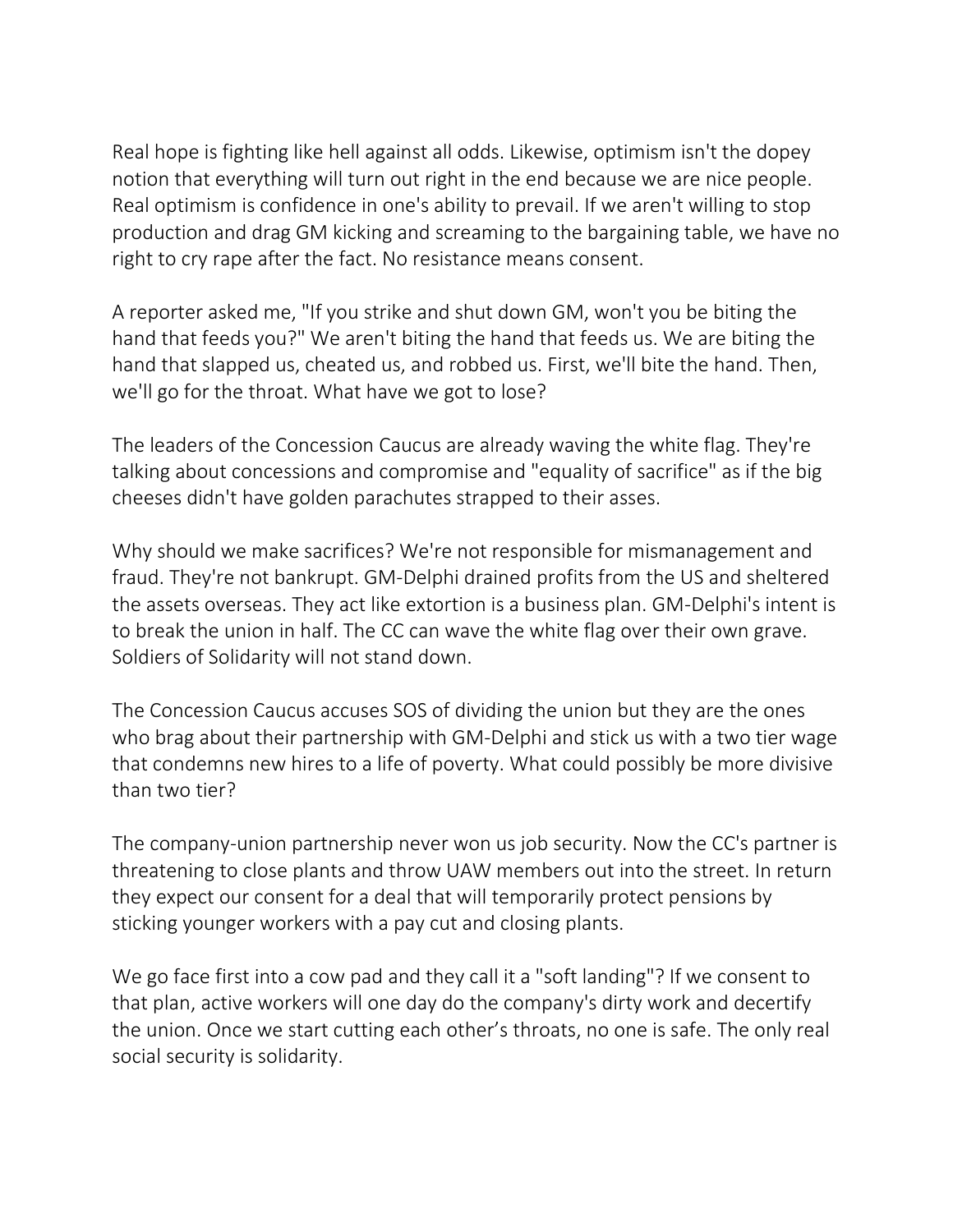Real hope is fighting like hell against all odds. Likewise, optimism isn't the dopey notion that everything will turn out right in the end because we are nice people. Real optimism is confidence in one's ability to prevail. If we aren't willing to stop production and drag GM kicking and screaming to the bargaining table, we have no right to cry rape after the fact. No resistance means consent.

A reporter asked me, "If you strike and shut down GM, won't you be biting the hand that feeds you?" We aren't biting the hand that feeds us. We are biting the hand that slapped us, cheated us, and robbed us. First, we'll bite the hand. Then, we'll go for the throat. What have we got to lose?

The leaders of the Concession Caucus are already waving the white flag. They're talking about concessions and compromise and "equality of sacrifice" as if the big cheeses didn't have golden parachutes strapped to their asses.

Why should we make sacrifices? We're not responsible for mismanagement and fraud. They're not bankrupt. GM-Delphi drained profits from the US and sheltered the assets overseas. They act like extortion is a business plan. GM-Delphi's intent is to break the union in half. The CC can wave the white flag over their own grave. Soldiers of Solidarity will not stand down.

The Concession Caucus accuses SOS of dividing the union but they are the ones who brag about their partnership with GM-Delphi and stick us with a two tier wage that condemns new hires to a life of poverty. What could possibly be more divisive than two tier?

The company-union partnership never won us job security. Now the CC's partner is threatening to close plants and throw UAW members out into the street. In return they expect our consent for a deal that will temporarily protect pensions by sticking younger workers with a pay cut and closing plants.

We go face first into a cow pad and they call it a "soft landing"? If we consent to that plan, active workers will one day do the company's dirty work and decertify the union. Once we start cutting each other's throats, no one is safe. The only real social security is solidarity.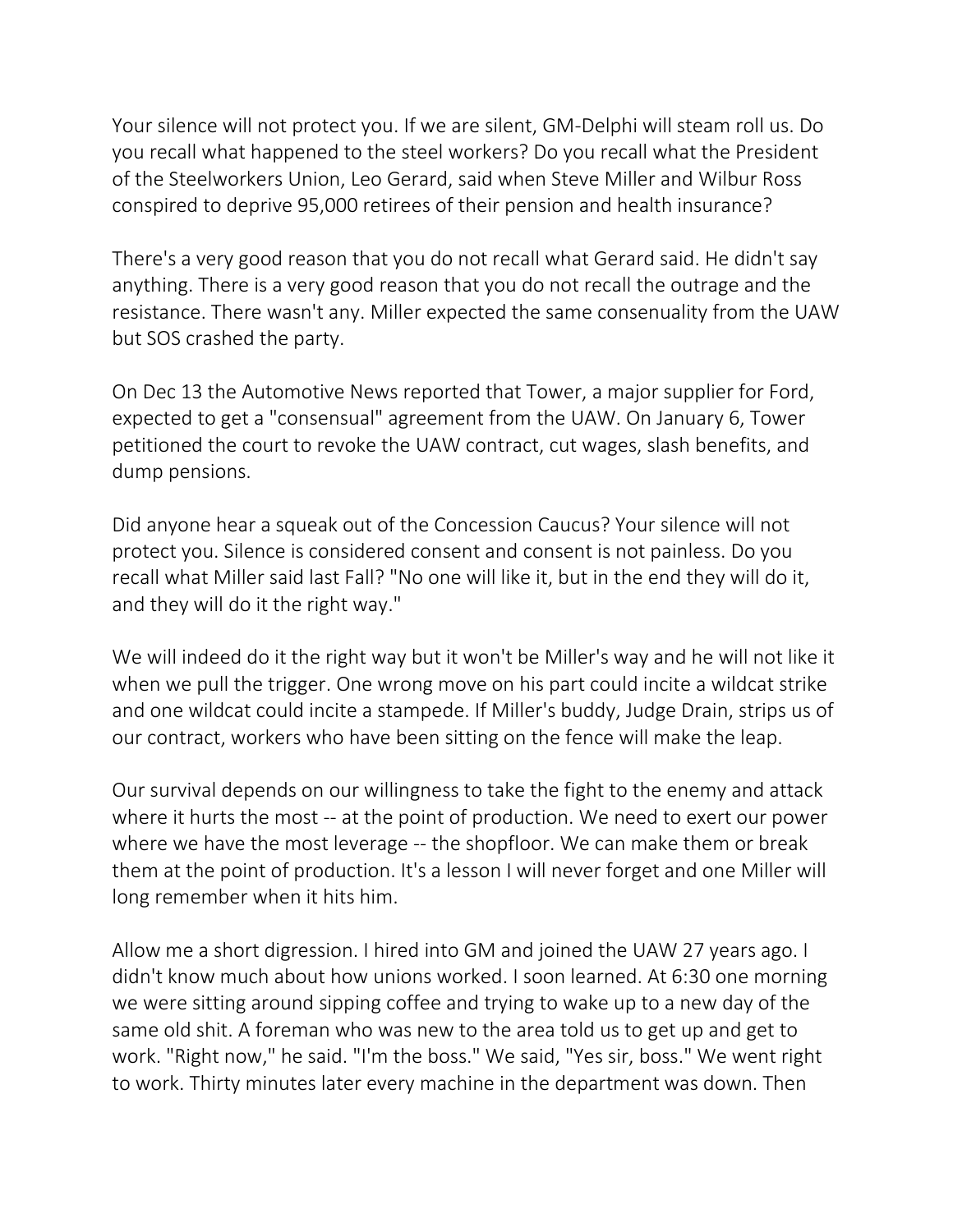Your silence will not protect you. If we are silent, GM-Delphi will steam roll us. Do you recall what happened to the steel workers? Do you recall what the President of the Steelworkers Union, Leo Gerard, said when Steve Miller and Wilbur Ross conspired to deprive 95,000 retirees of their pension and health insurance?

There's a very good reason that you do not recall what Gerard said. He didn't say anything. There is a very good reason that you do not recall the outrage and the resistance. There wasn't any. Miller expected the same consenuality from the UAW but SOS crashed the party.

On Dec 13 the Automotive News reported that Tower, a major supplier for Ford, expected to get a "consensual" agreement from the UAW. On January 6, Tower petitioned the court to revoke the UAW contract, cut wages, slash benefits, and dump pensions.

Did anyone hear a squeak out of the Concession Caucus? Your silence will not protect you. Silence is considered consent and consent is not painless. Do you recall what Miller said last Fall? "No one will like it, but in the end they will do it, and they will do it the right way."

We will indeed do it the right way but it won't be Miller's way and he will not like it when we pull the trigger. One wrong move on his part could incite a wildcat strike and one wildcat could incite a stampede. If Miller's buddy, Judge Drain, strips us of our contract, workers who have been sitting on the fence will make the leap.

Our survival depends on our willingness to take the fight to the enemy and attack where it hurts the most -- at the point of production. We need to exert our power where we have the most leverage -- the shopfloor. We can make them or break them at the point of production. It's a lesson I will never forget and one Miller will long remember when it hits him.

Allow me a short digression. I hired into GM and joined the UAW 27 years ago. I didn't know much about how unions worked. I soon learned. At 6:30 one morning we were sitting around sipping coffee and trying to wake up to a new day of the same old shit. A foreman who was new to the area told us to get up and get to work. "Right now," he said. "I'm the boss." We said, "Yes sir, boss." We went right to work. Thirty minutes later every machine in the department was down. Then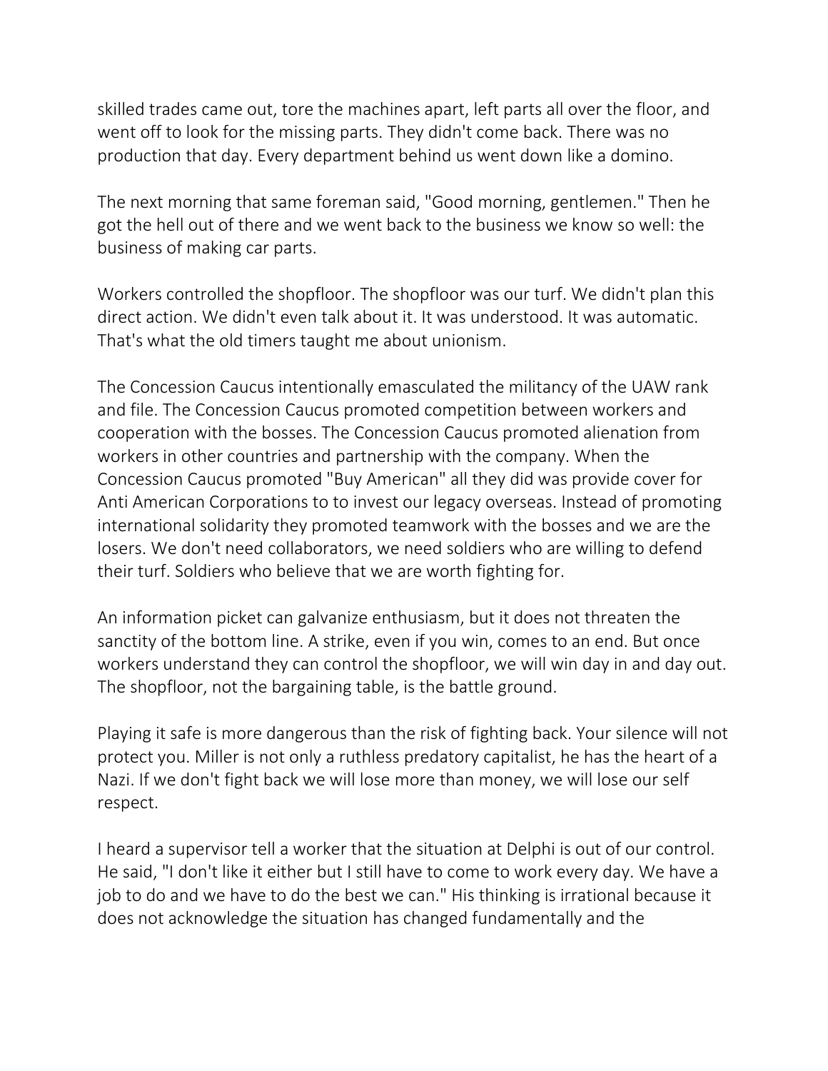skilled trades came out, tore the machines apart, left parts all over the floor, and went off to look for the missing parts. They didn't come back. There was no production that day. Every department behind us went down like a domino.

The next morning that same foreman said, "Good morning, gentlemen." Then he got the hell out of there and we went back to the business we know so well: the business of making car parts.

Workers controlled the shopfloor. The shopfloor was our turf. We didn't plan this direct action. We didn't even talk about it. It was understood. It was automatic. That's what the old timers taught me about unionism.

The Concession Caucus intentionally emasculated the militancy of the UAW rank and file. The Concession Caucus promoted competition between workers and cooperation with the bosses. The Concession Caucus promoted alienation from workers in other countries and partnership with the company. When the Concession Caucus promoted "Buy American" all they did was provide cover for Anti American Corporations to to invest our legacy overseas. Instead of promoting international solidarity they promoted teamwork with the bosses and we are the losers. We don't need collaborators, we need soldiers who are willing to defend their turf. Soldiers who believe that we are worth fighting for.

An information picket can galvanize enthusiasm, but it does not threaten the sanctity of the bottom line. A strike, even if you win, comes to an end. But once workers understand they can control the shopfloor, we will win day in and day out. The shopfloor, not the bargaining table, is the battle ground.

Playing it safe is more dangerous than the risk of fighting back. Your silence will not protect you. Miller is not only a ruthless predatory capitalist, he has the heart of a Nazi. If we don't fight back we will lose more than money, we will lose our self respect.

I heard a supervisor tell a worker that the situation at Delphi is out of our control. He said, "I don't like it either but I still have to come to work every day. We have a job to do and we have to do the best we can." His thinking is irrational because it does not acknowledge the situation has changed fundamentally and the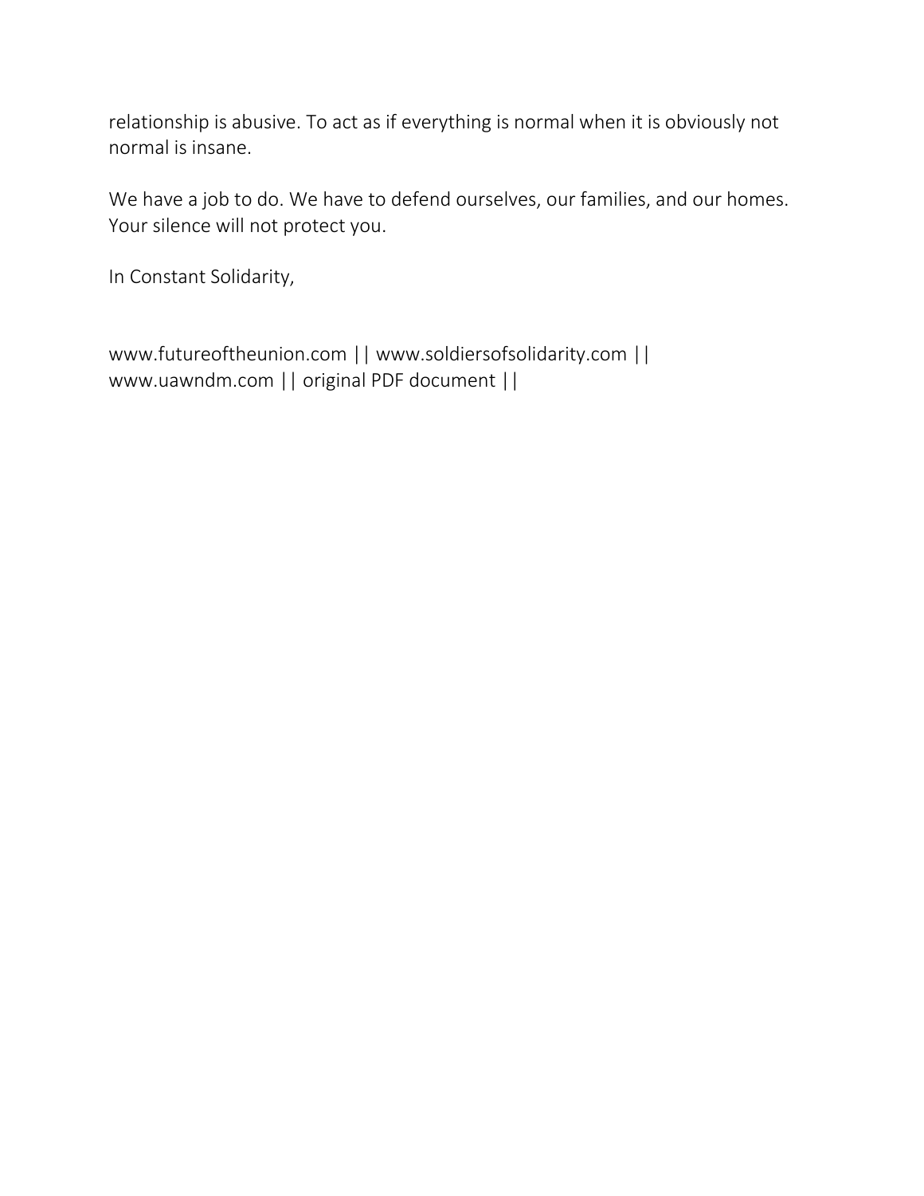relationship is abusive. To act as if everything is normal when it is obviously not normal is insane.

We have a job to do. We have to defend ourselves, our families, and our homes. Your silence will not protect you.

In Constant Solidarity,

www.futureoftheunion.com || www.soldiersofsolidarity.com || www.uawndm.com || original PDF document ||